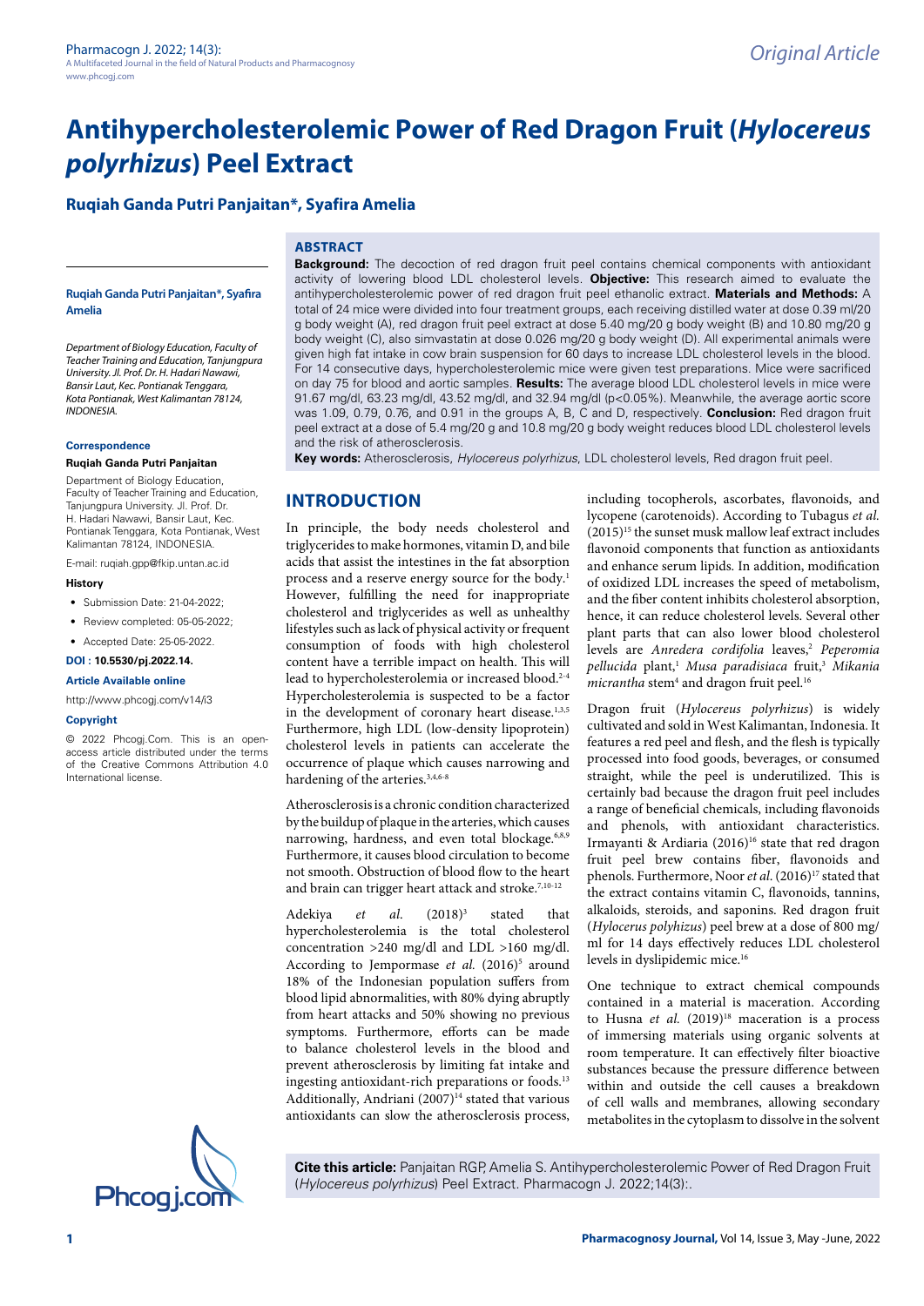Original Article

# Antihypercholesterolemic Power of Red Dragon Fruit (*Hylocereus polyrhizus*) Peel Extract

**Ruqiah Ganda Putri Panjaitan*, Syafira Amelia**

**Ruqiah Ganda Putri Panjaitan*, Syafira Amelia**

*Department of Biology Education, Faculty of Teacher Training and Education, Tanjungpura University. Jl. Prof. Dr. H. Hadari Nawawi, Bansir Laut, Kec. Pontianak Tenggara, Kota Pontianak, West Kalimantan 78124, INDONESIA.*

**Correspondence**

**Ruqiah Ganda Putri Panjaitan**

Department of Biology Education, Faculty of Teacher Training and Education, Tanjungpura University. Jl. Prof. Dr. H. Hadari Nawawi, Bansir Laut, Kec. Pontianak Tenggara, Kota Pontianak, West Kalimantan 78124, INDONESIA.

E-mail: ruqiah.gpp@fkip.untan.ac.id

**History**

- Submission Date: 21-04-2022;
- Review completed: 05-05-2022;
- Accepted Date: 25-05-2022.

**DOI : 10.5530/pj.2022.14.**

**Article Available online**

http://www.phcogj.com/v14/i3

**Copyright**

© 2022 Phcogj.Com. This is an open-access article distributed under the terms of the Creative Commons Attribution 4.0 International license.

## ABSTRACT

**Background:** The decoction of red dragon fruit peel contains chemical components with antioxidant activity of lowering blood LDL cholesterol levels. **Objective:** This research aimed to evaluate the antihypercholesterolemic power of red dragon fruit peel ethanolic extract. **Materials and Methods:** A total of 24 mice were divided into four treatment groups, each receiving distilled water at dose 0.39 ml/20 g body weight (A), red dragon fruit peel extract at dose 5.40 mg/20 g body weight (B) and 10.80 mg/20 g body weight (C), also simvastatin at dose 0.026 mg/20 g body weight (D). All experimental animals were given high fat intake in cow brain suspension for 60 days to increase LDL cholesterol levels in the blood. For 14 consecutive days, hypercholesterolemic mice were given test preparations. Mice were sacrificed on day 75 for blood and aortic samples. **Results:** The average blood LDL cholesterol levels in mice were 91.67 mg/dl, 63.23 mg/dl, 43.52 mg/dl, and 32.94 mg/dl ($p<0.05$%). Meanwhile, the average aortic score was 1.09, 0.79, 0.76, and 0.91 in the groups A, B, C and D, respectively. **Conclusion:** Red dragon fruit peel extract at a dose of 5.4 mg/20 g and 10.8 mg/20 g body weight reduces blood LDL cholesterol levels and the risk of atherosclerosis.

**Key words:** Atherosclerosis, *Hylocereus polyrhizus*, LDL cholesterol levels, Red dragon fruit peel.

## INTRODUCTION

In principle, the body needs cholesterol and triglycerides to make hormones, vitamin D, and bile acids that assist the intestines in the fat absorption process and a reserve energy source for the body.[1] However, fulfilling the need for inappropriate cholesterol and triglycerides as well as unhealthy lifestyles such as lack of physical activity or frequent consumption of foods with high cholesterol content have a terrible impact on health. This will lead to hypercholesterolemia or increased blood.[2-4] Hypercholesterolemia is suspected to be a factor in the development of coronary heart disease.[1,3,5] Furthermore, high LDL (low-density lipoprotein) cholesterol levels in patients can accelerate the occurrence of plaque which causes narrowing and hardening of the arteries.[3,4,6-8]

Atherosclerosis is a chronic condition characterized by the buildup of plaque in the arteries, which causes narrowing, hardness, and even total blockage.[6,8,9] Furthermore, it causes blood circulation to become not smooth. Obstruction of blood flow to the heart and brain can trigger heart attack and stroke.[7,10-12]

Adekiya *et al.* (2018)[3] stated that hypercholesterolemia is the total cholesterol concentration >240 mg/dl and LDL >160 mg/dl. According to Jempormase *et al.* (2016)[5] around 18% of the Indonesian population suffers from blood lipid abnormalities, with 80% dying abruptly from heart attacks and 50% showing no previous symptoms. Furthermore, efforts can be made to balance cholesterol levels in the blood and prevent atherosclerosis by limiting fat intake and ingesting antioxidant-rich preparations or foods.[13] Additionally, Andriani (2007)[14] stated that various antioxidants can slow the atherosclerosis process, including tocopherols, ascorbates, flavonoids, and lycopene (carotenoids). According to Tubagus *et al.* (2015)[15] the sunset musk mallow leaf extract includes flavonoid components that function as antioxidants and enhance serum lipids. In addition, modification of oxidized LDL increases the speed of metabolism, and the fiber content inhibits cholesterol absorption, hence, it can reduce cholesterol levels. Several other plant parts that can also lower blood cholesterol levels are *Anredera cordifolia* leaves,[2] *Peperomia pellucida* plant,[1] *Musa paradisiaca* fruit,[3] *Mikania micrantha* stem[4] and dragon fruit peel.[16]

Dragon fruit (*Hylocereus polyrhizus*) is widely cultivated and sold in West Kalimantan, Indonesia. It features a red peel and flesh, and the flesh is typically processed into food goods, beverages, or consumed straight, while the peel is underutilized. This is certainly bad because the dragon fruit peel includes a range of beneficial chemicals, including flavonoids and phenols, with antioxidant characteristics. Irmayanti & Ardiaria (2016)[16] state that red dragon fruit peel brew contains fiber, flavonoids and phenols. Furthermore, Noor *et al.* (2016)[17] stated that the extract contains vitamin C, flavonoids, tannins, alkaloids, steroids, and saponins. Red dragon fruit (*Hylocerus polyhizus*) peel brew at a dose of 800 mg/ml for 14 days effectively reduces LDL cholesterol levels in dyslipidemic mice.[16]

One technique to extract chemical compounds contained in a material is maceration. According to Husna *et al.* (2019)[18] maceration is a process of immersing materials using organic solvents at room temperature. It can effectively filter bioactive substances because the pressure difference between within and outside the cell causes a breakdown of cell walls and membranes, allowing secondary metabolites in the cytoplasm to dissolve in the solvent

**Cite this article:** Panjaitan RGP, Amelia S. Antihypercholesterolemic Power of Red Dragon Fruit (*Hylocereus polyrhizus*) Peel Extract. Pharmacogn J. 2022;14(3):.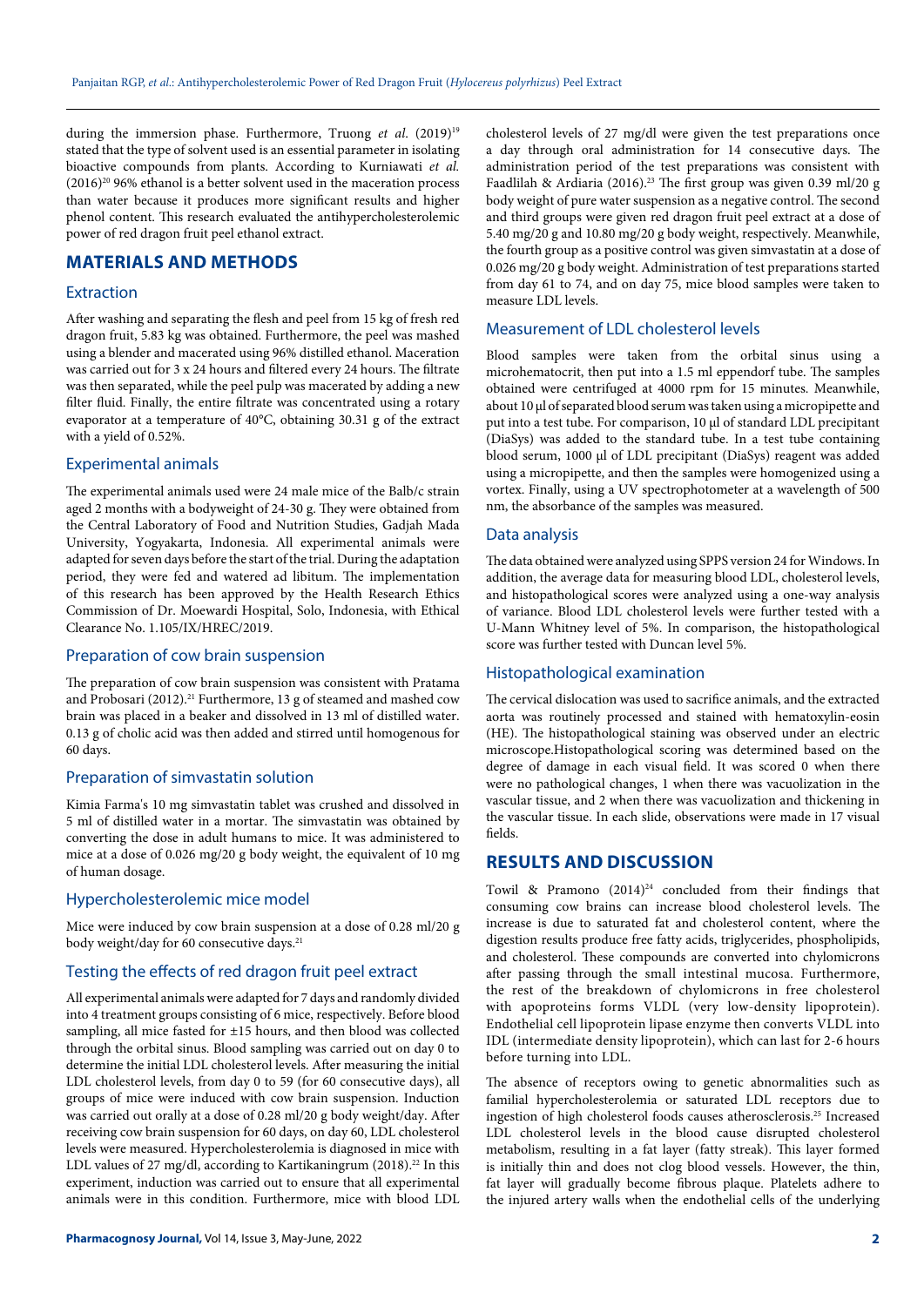during the immersion phase. Furthermore, Truong *et al*. (2019)[19] stated that the type of solvent used is an essential parameter in isolating bioactive compounds from plants. According to Kurniawati *et al.* (2016)[20] 96% ethanol is a better solvent used in the maceration process than water because it produces more significant results and higher phenol content. This research evaluated the antihypercholesterolemic power of red dragon fruit peel ethanol extract.

## MATERIALS AND METHODS

### Extraction

After washing and separating the flesh and peel from 15 kg of fresh red dragon fruit, 5.83 kg was obtained. Furthermore, the peel was mashed using a blender and macerated using 96% distilled ethanol. Maceration was carried out for 3 x 24 hours and filtered every 24 hours. The filtrate was then separated, while the peel pulp was macerated by adding a new filter fluid. Finally, the entire filtrate was concentrated using a rotary evaporator at a temperature of 40°C, obtaining 30.31 g of the extract with a yield of 0.52%.

### Experimental animals

The experimental animals used were 24 male mice of the Balb/c strain aged 2 months with a bodyweight of 24-30 g. They were obtained from the Central Laboratory of Food and Nutrition Studies, Gadjah Mada University, Yogyakarta, Indonesia. All experimental animals were adapted for seven days before the start of the trial. During the adaptation period, they were fed and watered ad libitum. The implementation of this research has been approved by the Health Research Ethics Commission of Dr. Moewardi Hospital, Solo, Indonesia, with Ethical Clearance No. 1.105/IX/HREC/2019.

### Preparation of cow brain suspension

The preparation of cow brain suspension was consistent with Pratama and Probosari (2012).[21] Furthermore, 13 g of steamed and mashed cow brain was placed in a beaker and dissolved in 13 ml of distilled water. 0.13 g of cholic acid was then added and stirred until homogenous for 60 days.

### Preparation of simvastatin solution

Kimia Farma's 10 mg simvastatin tablet was crushed and dissolved in 5 ml of distilled water in a mortar. The simvastatin was obtained by converting the dose in adult humans to mice. It was administered to mice at a dose of 0.026 mg/20 g body weight, the equivalent of 10 mg of human dosage.

### Hypercholesterolemic mice model

Mice were induced by cow brain suspension at a dose of 0.28 ml/20 g body weight/day for 60 consecutive days.[21]

### Testing the effects of red dragon fruit peel extract

All experimental animals were adapted for 7 days and randomly divided into 4 treatment groups consisting of 6 mice, respectively. Before blood sampling, all mice fasted for ±15 hours, and then blood was collected through the orbital sinus. Blood sampling was carried out on day 0 to determine the initial LDL cholesterol levels. After measuring the initial LDL cholesterol levels, from day 0 to 59 (for 60 consecutive days), all groups of mice were induced with cow brain suspension. Induction was carried out orally at a dose of 0.28 ml/20 g body weight/day. After receiving cow brain suspension for 60 days, on day 60, LDL cholesterol levels were measured. Hypercholesterolemia is diagnosed in mice with LDL values of 27 mg/dl, according to Kartikaningrum (2018).[22] In this experiment, induction was carried out to ensure that all experimental animals were in this condition. Furthermore, mice with blood LDL cholesterol levels of 27 mg/dl were given the test preparations once a day through oral administration for 14 consecutive days. The administration period of the test preparations was consistent with Faadlilah & Ardiaria (2016).[23] The first group was given 0.39 ml/20 g body weight of pure water suspension as a negative control. The second and third groups were given red dragon fruit peel extract at a dose of 5.40 mg/20 g and 10.80 mg/20 g body weight, respectively. Meanwhile, the fourth group as a positive control was given simvastatin at a dose of 0.026 mg/20 g body weight. Administration of test preparations started from day 61 to 74, and on day 75, mice blood samples were taken to measure LDL levels.

### Measurement of LDL cholesterol levels

Blood samples were taken from the orbital sinus using a microhematocrit, then put into a 1.5 ml eppendorf tube. The samples obtained were centrifuged at 4000 rpm for 15 minutes. Meanwhile, about 10 µl of separated blood serum was taken using a micropipette and put into a test tube. For comparison, 10 µl of standard LDL precipitant (DiaSys) was added to the standard tube. In a test tube containing blood serum, 1000 µl of LDL precipitant (DiaSys) reagent was added using a micropipette, and then the samples were homogenized using a vortex. Finally, using a UV spectrophotometer at a wavelength of 500 nm, the absorbance of the samples was measured.

### Data analysis

The data obtained were analyzed using SPPS version 24 for Windows. In addition, the average data for measuring blood LDL, cholesterol levels, and histopathological scores were analyzed using a one-way analysis of variance. Blood LDL cholesterol levels were further tested with a U-Mann Whitney level of 5%. In comparison, the histopathological score was further tested with Duncan level 5%.

### Histopathological examination

The cervical dislocation was used to sacrifice animals, and the extracted aorta was routinely processed and stained with hematoxylin-eosin (HE). The histopathological staining was observed under an electric microscope.Histopathological scoring was determined based on the degree of damage in each visual field. It was scored 0 when there were no pathological changes, 1 when there was vacuolization in the vascular tissue, and 2 when there was vacuolization and thickening in the vascular tissue. In each slide, observations were made in 17 visual fields.

## RESULTS AND DISCUSSION

Towil & Pramono (2014)[24] concluded from their findings that consuming cow brains can increase blood cholesterol levels. The increase is due to saturated fat and cholesterol content, where the digestion results produce free fatty acids, triglycerides, phospholipids, and cholesterol. These compounds are converted into chylomicrons after passing through the small intestinal mucosa. Furthermore, the rest of the breakdown of chylomicrons in free cholesterol with apoproteins forms VLDL (very low-density lipoprotein). Endothelial cell lipoprotein lipase enzyme then converts VLDL into IDL (intermediate density lipoprotein), which can last for 2-6 hours before turning into LDL.

The absence of receptors owing to genetic abnormalities such as familial hypercholesterolemia or saturated LDL receptors due to ingestion of high cholesterol foods causes atherosclerosis.[25] Increased LDL cholesterol levels in the blood cause disrupted cholesterol metabolism, resulting in a fat layer (fatty streak). This layer formed is initially thin and does not clog blood vessels. However, the thin, fat layer will gradually become fibrous plaque. Platelets adhere to the injured artery walls when the endothelial cells of the underlying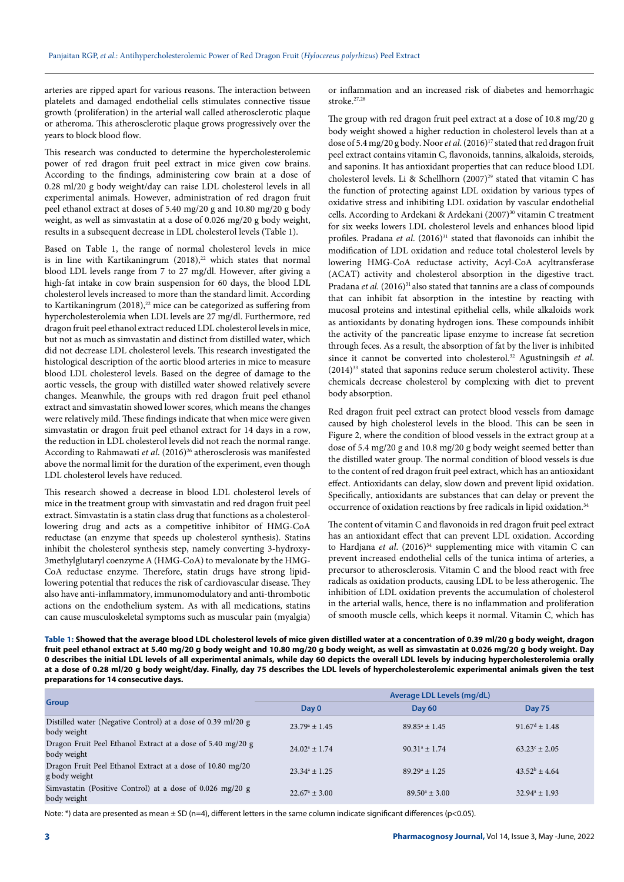arteries are ripped apart for various reasons. The interaction between platelets and damaged endothelial cells stimulates connective tissue growth (proliferation) in the arterial wall called atherosclerotic plaque or atheroma. This atherosclerotic plaque grows progressively over the years to block blood flow.

This research was conducted to determine the hypercholesterolemic power of red dragon fruit peel extract in mice given cow brains. According to the findings, administering cow brain at a dose of 0.28 ml/20 g body weight/day can raise LDL cholesterol levels in all experimental animals. However, administration of red dragon fruit peel ethanol extract at doses of 5.40 mg/20 g and 10.80 mg/20 g body weight, as well as simvastatin at a dose of 0.026 mg/20 g body weight, results in a subsequent decrease in LDL cholesterol levels (Table 1).

Based on Table 1, the range of normal cholesterol levels in mice is in line with Kartikaningrum (2018),[22] which states that normal blood LDL levels range from 7 to 27 mg/dl. However, after giving a high-fat intake in cow brain suspension for 60 days, the blood LDL cholesterol levels increased to more than the standard limit. According to Kartikaningrum (2018),[22] mice can be categorized as suffering from hypercholesterolemia when LDL levels are 27 mg/dl. Furthermore, red dragon fruit peel ethanol extract reduced LDL cholesterol levels in mice, but not as much as simvastatin and distinct from distilled water, which did not decrease LDL cholesterol levels. This research investigated the histological description of the aortic blood arteries in mice to measure blood LDL cholesterol levels. Based on the degree of damage to the aortic vessels, the group with distilled water showed relatively severe changes. Meanwhile, the groups with red dragon fruit peel ethanol extract and simvastatin showed lower scores, which means the changes were relatively mild. These findings indicate that when mice were given simvastatin or dragon fruit peel ethanol extract for 14 days in a row, the reduction in LDL cholesterol levels did not reach the normal range. According to Rahmawati *et al*. (2016)[26] atherosclerosis was manifested above the normal limit for the duration of the experiment, even though LDL cholesterol levels have reduced.

This research showed a decrease in blood LDL cholesterol levels of mice in the treatment group with simvastatin and red dragon fruit peel extract. Simvastatin is a statin class drug that functions as a cholesterol-lowering drug and acts as a competitive inhibitor of HMG-CoA reductase (an enzyme that speeds up cholesterol synthesis). Statins inhibit the cholesterol synthesis step, namely converting 3-hydroxy-3methylglutaryl coenzyme A (HMG-CoA) to mevalonate by the HMG-CoA reductase enzyme. Therefore, statin drugs have strong lipid-lowering potential that reduces the risk of cardiovascular disease. They also have anti-inflammatory, immunomodulatory and anti-thrombotic actions on the endothelium system. As with all medications, statins can cause musculoskeletal symptoms such as muscular pain (myalgia) or inflammation and an increased risk of diabetes and hemorrhagic stroke.[27,28]

The group with red dragon fruit peel extract at a dose of 10.8 mg/20 g body weight showed a higher reduction in cholesterol levels than at a dose of 5.4 mg/20 g body. Noor *et al*. (2016)[17] stated that red dragon fruit peel extract contains vitamin C, flavonoids, tannins, alkaloids, steroids, and saponins. It has antioxidant properties that can reduce blood LDL cholesterol levels. Li & Schellhorn (2007)[29] stated that vitamin C has the function of protecting against LDL oxidation by various types of oxidative stress and inhibiting LDL oxidation by vascular endothelial cells. According to Ardekani & Ardekani (2007)[30] vitamin C treatment for six weeks lowers LDL cholesterol levels and enhances blood lipid profiles. Pradana *et al*. (2016)[31] stated that flavonoids can inhibit the modification of LDL oxidation and reduce total cholesterol levels by lowering HMG-CoA reductase activity, Acyl-CoA acyltransferase (ACAT) activity and cholesterol absorption in the digestive tract. Pradana *et al.* (2016)[31] also stated that tannins are a class of compounds that can inhibit fat absorption in the intestine by reacting with mucosal proteins and intestinal epithelial cells, while alkaloids work as antioxidants by donating hydrogen ions. These compounds inhibit the activity of the pancreatic lipase enzyme to increase fat secretion through feces. As a result, the absorption of fat by the liver is inhibited since it cannot be converted into cholesterol.[32] Agustningsih *et al*. (2014)[33] stated that saponins reduce serum cholesterol activity. These chemicals decrease cholesterol by complexing with diet to prevent body absorption.

Red dragon fruit peel extract can protect blood vessels from damage caused by high cholesterol levels in the blood. This can be seen in Figure 2, where the condition of blood vessels in the extract group at a dose of 5.4 mg/20 g and 10.8 mg/20 g body weight seemed better than the distilled water group. The normal condition of blood vessels is due to the content of red dragon fruit peel extract, which has an antioxidant effect. Antioxidants can delay, slow down and prevent lipid oxidation. Specifically, antioxidants are substances that can delay or prevent the occurrence of oxidation reactions by free radicals in lipid oxidation.[34]

The content of vitamin C and flavonoids in red dragon fruit peel extract has an antioxidant effect that can prevent LDL oxidation. According to Hardjana *et al*. (2016)[34] supplementing mice with vitamin C can prevent increased endothelial cells of the tunica intima of arteries, a precursor to atherosclerosis. Vitamin C and the blood react with free radicals as oxidation products, causing LDL to be less atherogenic. The inhibition of LDL oxidation prevents the accumulation of cholesterol in the arterial walls, hence, there is no inflammation and proliferation of smooth muscle cells, which keeps it normal. Vitamin C, which has

**Table 1: Showed that the average blood LDL cholesterol levels of mice given distilled water at a concentration of 0.39 ml/20 g body weight, dragon fruit peel ethanol extract at 5.40 mg/20 g body weight and 10.80 mg/20 g body weight, as well as simvastatin at 0.026 mg/20 g body weight. Day 0 describes the initial LDL levels of all experimental animals, while day 60 depicts the overall LDL levels by inducing hypercholesterolemia orally at a dose of 0.28 ml/20 g body weight/day. Finally, day 75 describes the LDL levels of hypercholesterolemic experimental animals given the test preparations for 14 consecutive days.**

| Group | Average LDL Levels (mg/dL) | | |
|---|---|---|---|
| | Day 0 | Day 60 | Day 75 |
| Distilled water (Negative Control) at a dose of 0.39 ml/20 g body weight | 23.79[a] ± 1.45 | 89.85[a] ± 1.45 | 91.67[d] ± 1.48 |
| Dragon Fruit Peel Ethanol Extract at a dose of 5.40 mg/20 g body weight | 24.02[a] ± 1.74 | 90.31[a] ± 1.74 | 63.23[c] ± 2.05 |
| Dragon Fruit Peel Ethanol Extract at a dose of 10.80 mg/20 g body weight | 23.34[a] ± 1.25 | 89.29[a] ± 1.25 | 43.52[b] ± 4.64 |
| Simvastatin (Positive Control) at a dose of 0.026 mg/20 g body weight | 22.67[a] ± 3.00 | 89.50[a] ± 3.00 | 32.94[a] ± 1.93 |

Note: *) data are presented as mean ± SD (n=4), different letters in the same column indicate significant differences ($p<0.05$).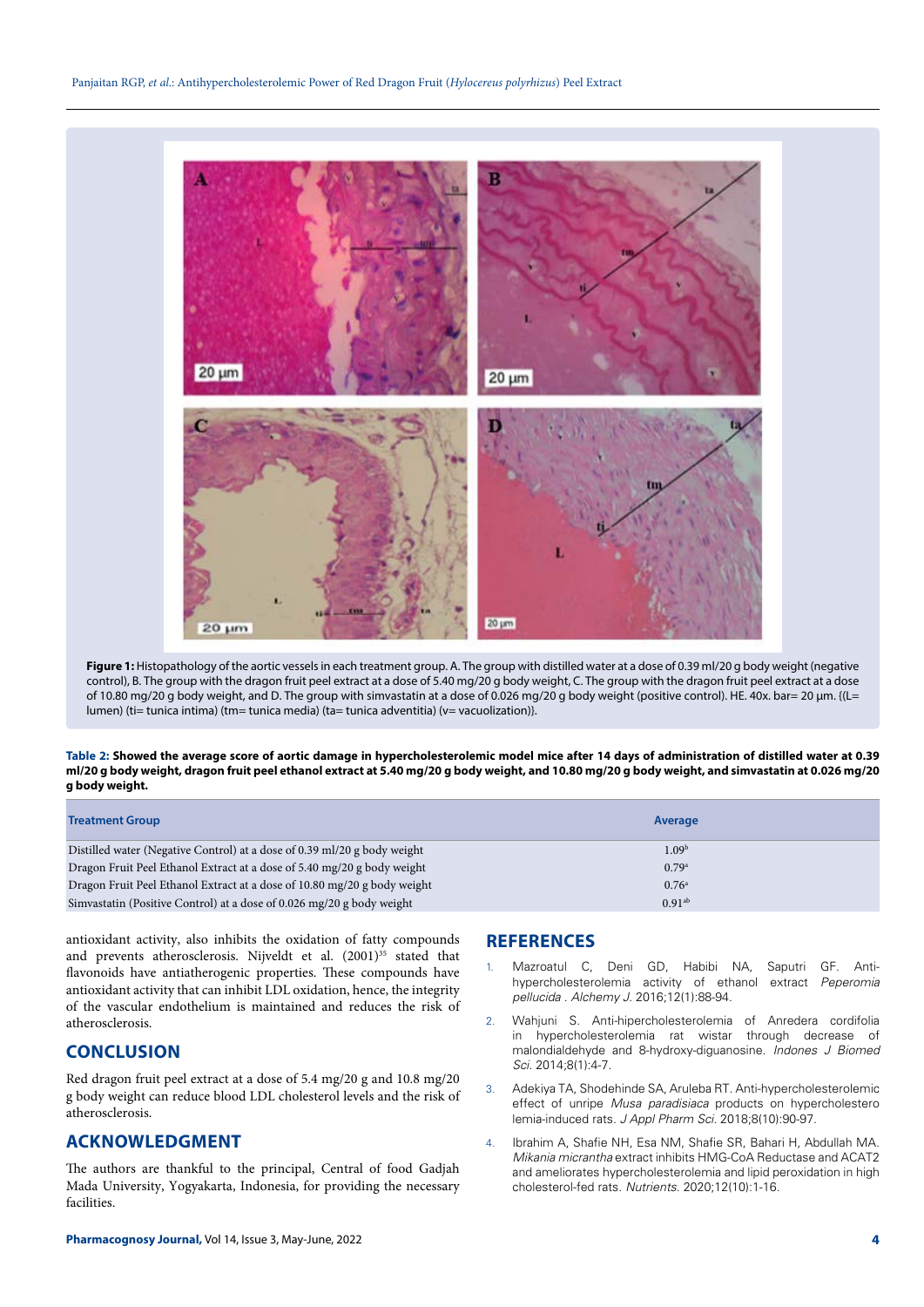**Figure 1:** Histopathology of the aortic vessels in each treatment group. A. The group with distilled water at a dose of 0.39 ml/20 g body weight (negative control), B. The group with the dragon fruit peel extract at a dose of 5.40 mg/20 g body weight, C. The group with the dragon fruit peel extract at a dose of 10.80 mg/20 g body weight, and D. The group with simvastatin at a dose of 0.026 mg/20 g body weight (positive control). HE. 40x. bar= 20 µm. {(L= lumen) (ti= tunica intima) (tm= tunica media) (ta= tunica adventitia) (v= vacuolization)}.

**Table 2: Showed the average score of aortic damage in hypercholesterolemic model mice after 14 days of administration of distilled water at 0.39 ml/20 g body weight, dragon fruit peel ethanol extract at 5.40 mg/20 g body weight, and 10.80 mg/20 g body weight, and simvastatin at 0.026 mg/20 g body weight.**

| Treatment Group | Average |
| --- | --- |
| Distilled water (Negative Control) at a dose of 0.39 ml/20 g body weight | 1.09[b] |
| Dragon Fruit Peel Ethanol Extract at a dose of 5.40 mg/20 g body weight | 0.79[a] |
| Dragon Fruit Peel Ethanol Extract at a dose of 10.80 mg/20 g body weight | 0.76[a] |
| Simvastatin (Positive Control) at a dose of 0.026 mg/20 g body weight | 0.91[ab] |

antioxidant activity, also inhibits the oxidation of fatty compounds and prevents atherosclerosis. Nijveldt et al. (2001)[35] stated that flavonoids have antiatherogenic properties. These compounds have antioxidant activity that can inhibit LDL oxidation, hence, the integrity of the vascular endothelium is maintained and reduces the risk of atherosclerosis.

## CONCLUSION

Red dragon fruit peel extract at a dose of 5.4 mg/20 g and 10.8 mg/20 g body weight can reduce blood LDL cholesterol levels and the risk of atherosclerosis.

## ACKNOWLEDGMENT

The authors are thankful to the principal, Central of food Gadjah Mada University, Yogyakarta, Indonesia, for providing the necessary facilities.

## REFERENCES

1. Mazroatul C, Deni GD, Habibi NA, Saputri GF. Anti-hypercholesterolemia activity of ethanol extract *Peperomia pellucida* . *Alchemy J.* 2016;12(1):88-94.
2. Wahjuni S. Anti-hipercholesterolemia of Anredera cordifolia in hypercholesterolemia rat wistar through decrease of malondialdehyde and 8-hydroxy-diguanosine. *Indones J Biomed Sci.* 2014;8(1):4-7.
3. Adekiya TA, Shodehinde SA, Aruleba RT. Anti-hypercholesterolemic effect of unripe *Musa paradisiaca* products on hypercholesterolemia-induced rats. *J Appl Pharm Sci.* 2018;8(10):90-97.
4. Ibrahim A, Shafie NH, Esa NM, Shafie SR, Bahari H, Abdullah MA. *Mikania micrantha* extract inhibits HMG-CoA Reductase and ACAT2 and ameliorates hypercholesterolemia and lipid peroxidation in high cholesterol-fed rats. *Nutrients.* 2020;12(10):1-16.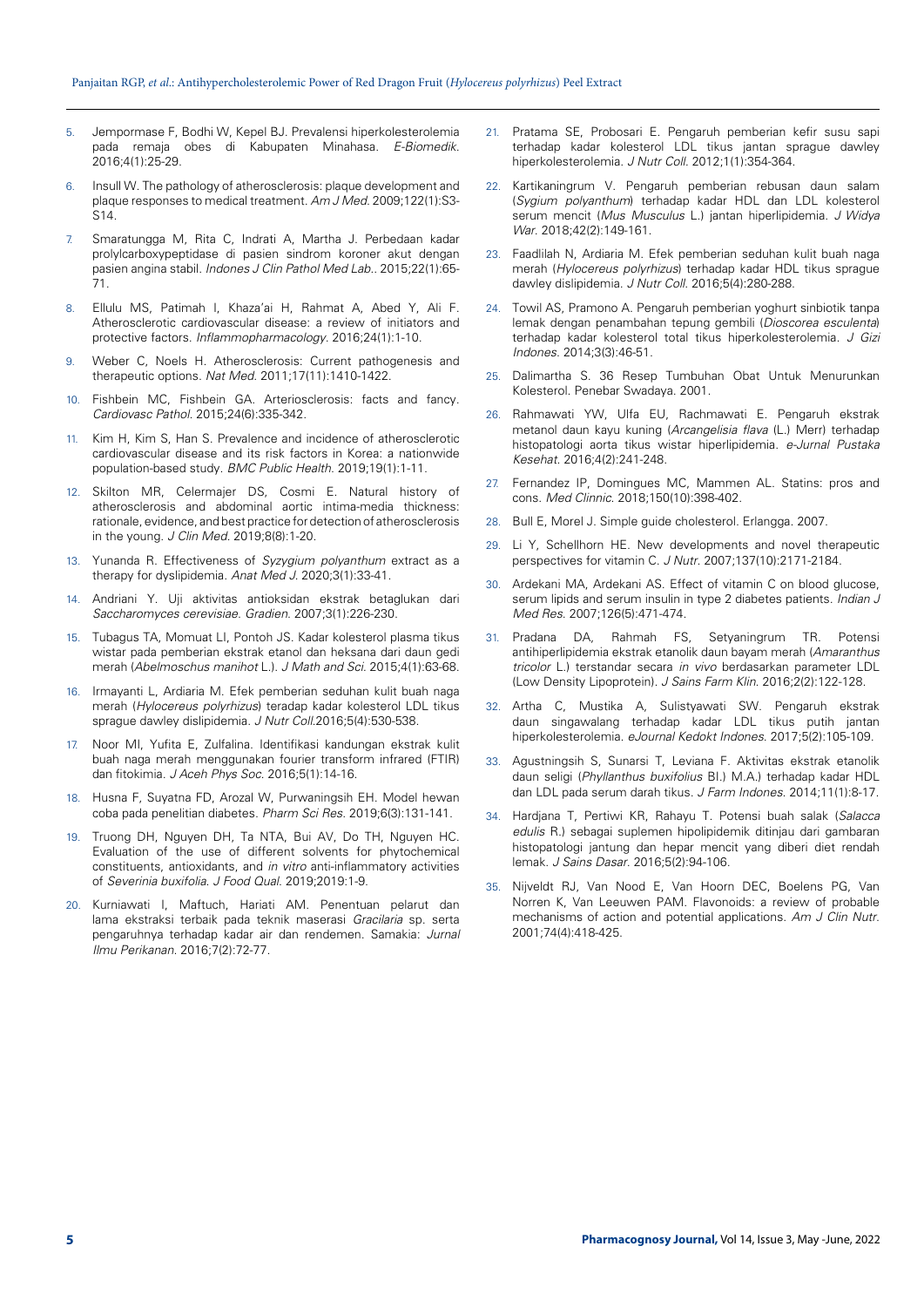5. Jempormase F, Bodhi W, Kepel BJ. Prevalensi hiperkolesterolemia pada remaja obes di Kabupaten Minahasa. *E-Biomedik*. 2016;4(1):25-29.
6. Insull W. The pathology of atherosclerosis: plaque development and plaque responses to medical treatment. *Am J Med*. 2009;122(1):S3-S14.
7. Smaratungga M, Rita C, Indrati A, Martha J. Perbedaan kadar prolylcarboxypeptidase di pasien sindrom koroner akut dengan pasien angina stabil. *Indones J Clin Pathol Med Lab.*. 2015;22(1):65-71.
8. Ellulu MS, Patimah I, Khaza'ai H, Rahmat A, Abed Y, Ali F. Atherosclerotic cardiovascular disease: a review of initiators and protective factors. *Inflammopharmacology*. 2016;24(1):1-10.
9. Weber C, Noels H. Atherosclerosis: Current pathogenesis and therapeutic options. *Nat Med*. 2011;17(11):1410-1422.
10. Fishbein MC, Fishbein GA. Arteriosclerosis: facts and fancy. *Cardiovasc Pathol*. 2015;24(6):335-342.
11. Kim H, Kim S, Han S. Prevalence and incidence of atherosclerotic cardiovascular disease and its risk factors in Korea: a nationwide population-based study. *BMC Public Health*. 2019;19(1):1-11.
12. Skilton MR, Celermajer DS, Cosmi E. Natural history of atherosclerosis and abdominal aortic intima-media thickness: rationale, evidence, and best practice for detection of atherosclerosis in the young. *J Clin Med*. 2019;8(8):1-20.
13. Yunanda R. Effectiveness of *Syzygium polyanthum* extract as a therapy for dyslipidemia. *Anat Med J*. 2020;3(1):33-41.
14. Andriani Y. Uji aktivitas antioksidan ekstrak betaglukan dari *Saccharomyces cerevisiae*. *Gradien*. 2007;3(1):226-230.
15. Tubagus TA, Momuat LI, Pontoh JS. Kadar kolesterol plasma tikus wistar pada pemberian ekstrak etanol dan heksana dari daun gedi merah (*Abelmoschus manihot* L.). *J Math and Sci*. 2015;4(1):63-68.
16. Irmayanti L, Ardiaria M. Efek pemberian seduhan kulit buah naga merah (*Hylocereus polyrhizus*) teradap kadar kolesterol LDL tikus sprague dawley dislipidemia. *J Nutr Coll*.2016;5(4):530-538.
17. Noor MI, Yufita E, Zulfalina. Identifikasi kandungan ekstrak kulit buah naga merah menggunakan fourier transform infrared (FTIR) dan fitokimia. *J Aceh Phys Soc*. 2016;5(1):14-16.
18. Husna F, Suyatna FD, Arozal W, Purwaningsih EH. Model hewan coba pada penelitian diabetes. *Pharm Sci Res*. 2019;6(3):131-141.
19. Truong DH, Nguyen DH, Ta NTA, Bui AV, Do TH, Nguyen HC. Evaluation of the use of different solvents for phytochemical constituents, antioxidants, and *in vitro* anti-inflammatory activities of *Severinia buxifolia*. *J Food Qual*. 2019;2019:1-9.
20. Kurniawati I, Maftuch, Hariati AM. Penentuan pelarut dan lama ekstraksi terbaik pada teknik maserasi *Gracilaria* sp. serta pengaruhnya terhadap kadar air dan rendemen. Samakia: *Jurnal Ilmu Perikanan*. 2016;7(2):72-77.
21. Pratama SE, Probosari E. Pengaruh pemberian kefir susu sapi terhadap kadar kolesterol LDL tikus jantan sprague dawley hiperkolesterolemia. *J Nutr Coll*. 2012;1(1):354-364.
22. Kartikaningrum V. Pengaruh pemberian rebusan daun salam (*Sygium polyanthum*) terhadap kadar HDL dan LDL kolesterol serum mencit (*Mus Musculus* L.) jantan hiperlipidemia. *J Widya War*. 2018;42(2):149-161.
23. Faadlilah N, Ardiaria M. Efek pemberian seduhan kulit buah naga merah (*Hylocereus polyrhizus*) terhadap kadar HDL tikus sprague dawley dislipidemia. *J Nutr Coll*. 2016;5(4):280-288.
24. Towil AS, Pramono A. Pengaruh pemberian yoghurt sinbiotik tanpa lemak dengan penambahan tepung gembili (*Dioscorea esculenta*) terhadap kadar kolesterol total tikus hiperkolesterolemia. *J Gizi Indones*. 2014;3(3):46-51.
25. Dalimartha S. 36 Resep Tumbuhan Obat Untuk Menurunkan Kolesterol. Penebar Swadaya. 2001.
26. Rahmawati YW, Ulfa EU, Rachmawati E. Pengaruh ekstrak metanol daun kayu kuning (*Arcangelisia flava* (L.) Merr) terhadap histopatologi aorta tikus wistar hiperlipidemia. *e-Jurnal Pustaka Kesehat*. 2016;4(2):241-248.
27. Fernandez IP, Domingues MC, Mammen AL. Statins: pros and cons. *Med Clinic*. 2018;150(10):398-402.
28. Bull E, Morel J. Simple guide cholesterol. Erlangga. 2007.
29. Li Y, Schellhorn HE. New developments and novel therapeutic perspectives for vitamin C. *J Nutr*. 2007;137(10):2171-2184.
30. Ardekani MA, Ardekani AS. Effect of vitamin C on blood glucose, serum lipids and serum insulin in type 2 diabetes patients. *Indian J Med Res*. 2007;126(5):471-474.
31. Pradana DA, Rahmah FS, Setyaningrum TR. Potensi antihiperlipidemia ekstrak etanolik daun bayam merah (*Amaranthus tricolor* L.) terstandar secara *in vivo* berdasarkan parameter LDL (Low Density Lipoprotein). *J Sains Farm Klin*. 2016;2(2):122-128.
32. Artha C, Mustika A, Sulistyawati SW. Pengaruh ekstrak daun singawalang terhadap kadar LDL tikus putih jantan hiperkolesterolemia. *eJournal Kedokt Indones*. 2017;5(2):105-109.
33. Agustningsih S, Sunarsi T, Leviana F. Aktivitas ekstrak etanolik daun seligi (*Phyllanthus buxifolius* Bl.) M.A.) terhadap kadar HDL dan LDL pada serum darah tikus. *J Farm Indones*. 2014;11(1):8-17.
34. Hardjana T, Pertiwi KR, Rahayu T. Potensi buah salak (*Salacca edulis* R.) sebagai suplemen hipolipidemik ditinjau dari gambaran histopatologi jantung dan hepar mencit yang diberi diet rendah lemak. *J Sains Dasar*. 2016;5(2):94-106.
35. Nijveldt RJ, Van Nood E, Van Hoorn DEC, Boelens PG, Van Norren K, Van Leeuwen PAM. Flavonoids: a review of probable mechanisms of action and potential applications. *Am J Clin Nutr*. 2001;74(4):418-425.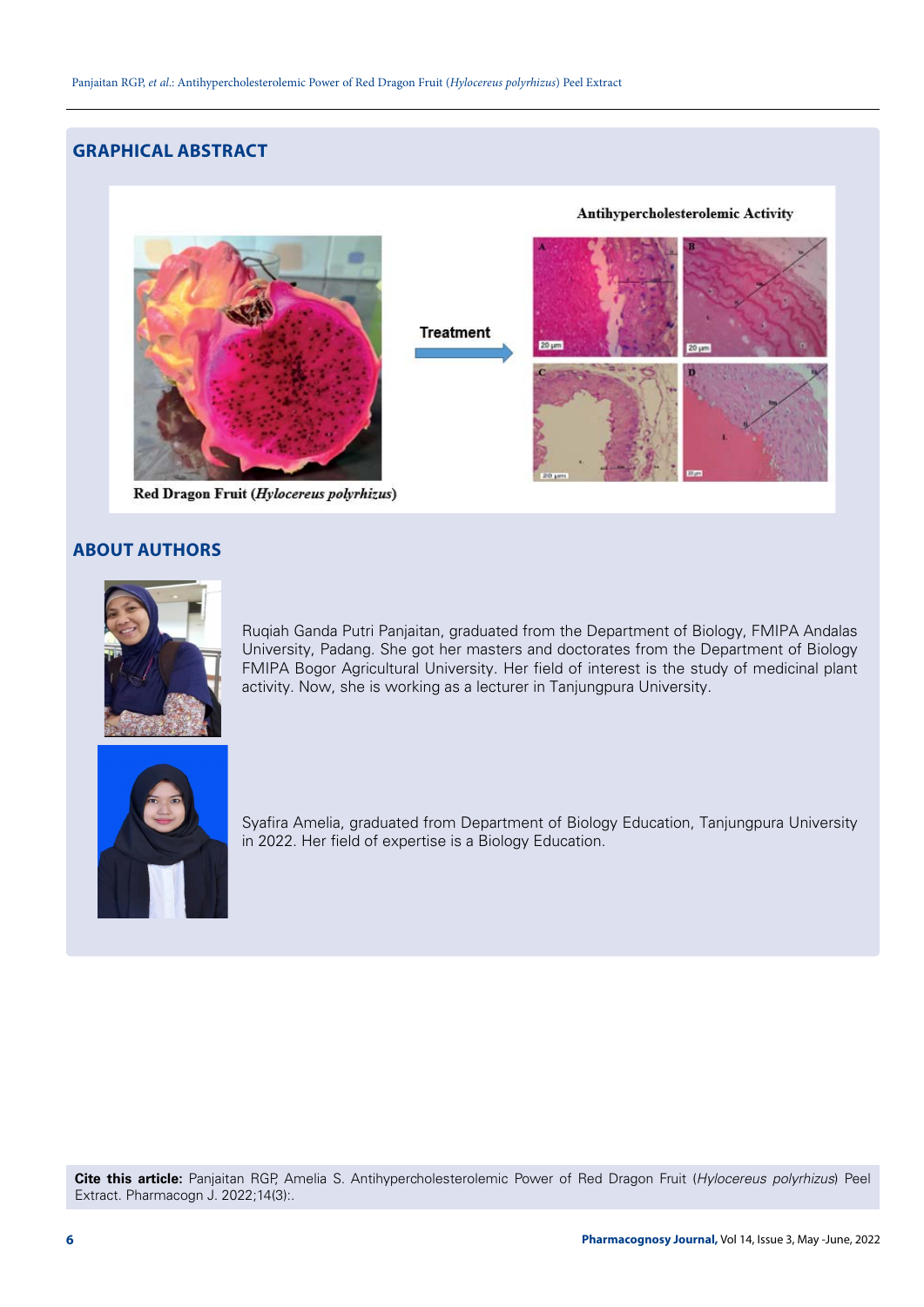## GRAPHICAL ABSTRACT

Antihypercholesterolemic Activity

Treatment

Red Dragon Fruit (*Hylocereus polyrhizus*)

## ABOUT AUTHORS

Ruqiah Ganda Putri Panjaitan, graduated from the Department of Biology, FMIPA Andalas University, Padang. She got her masters and doctorates from the Department of Biology FMIPA Bogor Agricultural University. Her field of interest is the study of medicinal plant activity. Now, she is working as a lecturer in Tanjungpura University.

Syafira Amelia, graduated from Department of Biology Education, Tanjungpura University in 2022. Her field of expertise is a Biology Education.

**Cite this article:** Panjaitan RGP, Amelia S. Antihypercholesterolemic Power of Red Dragon Fruit (*Hylocereus polyrhizus*) Peel Extract. Pharmacogn J. 2022;14(3):.